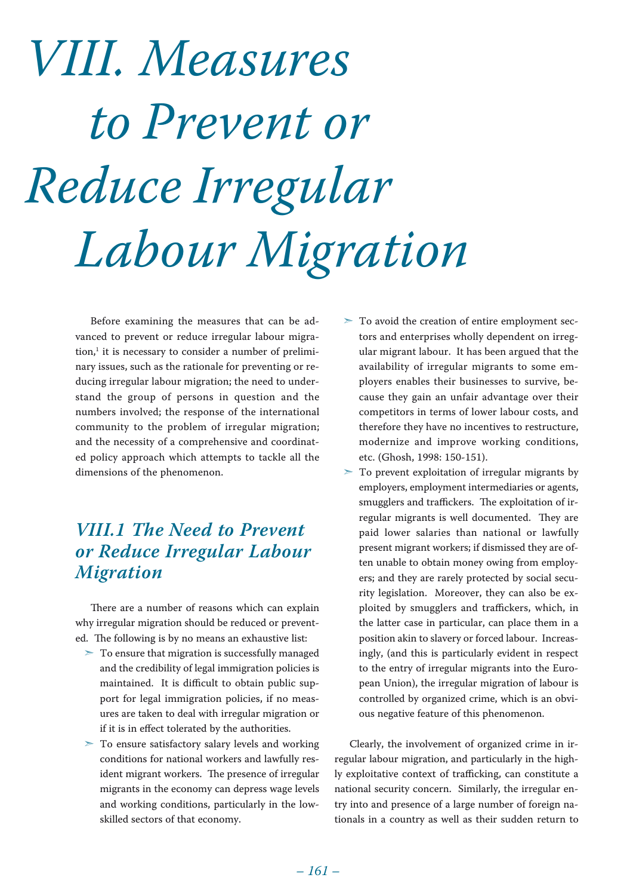# VIII. Measures to Prevent or Reduce Irregular Labour Migration

Before examining the measures that can be advanced to prevent or reduce irregular labour migration,[1] it is necessary to consider a number of preliminary issues, such as the rationale for preventing or reducing irregular labour migration; the need to understand the group of persons in question and the numbers involved; the response of the international community to the problem of irregular migration; and the necessity of a comprehensive and coordinated policy approach which attempts to tackle all the dimensions of the phenomenon.

## VIII.1 The Need to Prevent or Reduce Irregular Labour Migration

There are a number of reasons which can explain why irregular migration should be reduced or prevented. The following is by no means an exhaustive list:

- To ensure that migration is successfully managed and the credibility of legal immigration policies is maintained. It is difficult to obtain public support for legal immigration policies, if no measures are taken to deal with irregular migration or if it is in effect tolerated by the authorities.
- To ensure satisfactory salary levels and working conditions for national workers and lawfully resident migrant workers. The presence of irregular migrants in the economy can depress wage levels and working conditions, particularly in the low-skilled sectors of that economy.
- To avoid the creation of entire employment sectors and enterprises wholly dependent on irregular migrant labour. It has been argued that the availability of irregular migrants to some employers enables their businesses to survive, because they gain an unfair advantage over their competitors in terms of lower labour costs, and therefore they have no incentives to restructure, modernize and improve working conditions, etc. (Ghosh, 1998: 150-151).
- To prevent exploitation of irregular migrants by employers, employment intermediaries or agents, smugglers and traffickers. The exploitation of irregular migrants is well documented. They are paid lower salaries than national or lawfully present migrant workers; if dismissed they are often unable to obtain money owing from employers; and they are rarely protected by social security legislation. Moreover, they can also be exploited by smugglers and traffickers, which, in the latter case in particular, can place them in a position akin to slavery or forced labour. Increasingly, (and this is particularly evident in respect to the entry of irregular migrants into the European Union), the irregular migration of labour is controlled by organized crime, which is an obvious negative feature of this phenomenon.

Clearly, the involvement of organized crime in irregular labour migration, and particularly in the highly exploitative context of trafficking, can constitute a national security concern. Similarly, the irregular entry into and presence of a large number of foreign nationals in a country as well as their sudden return to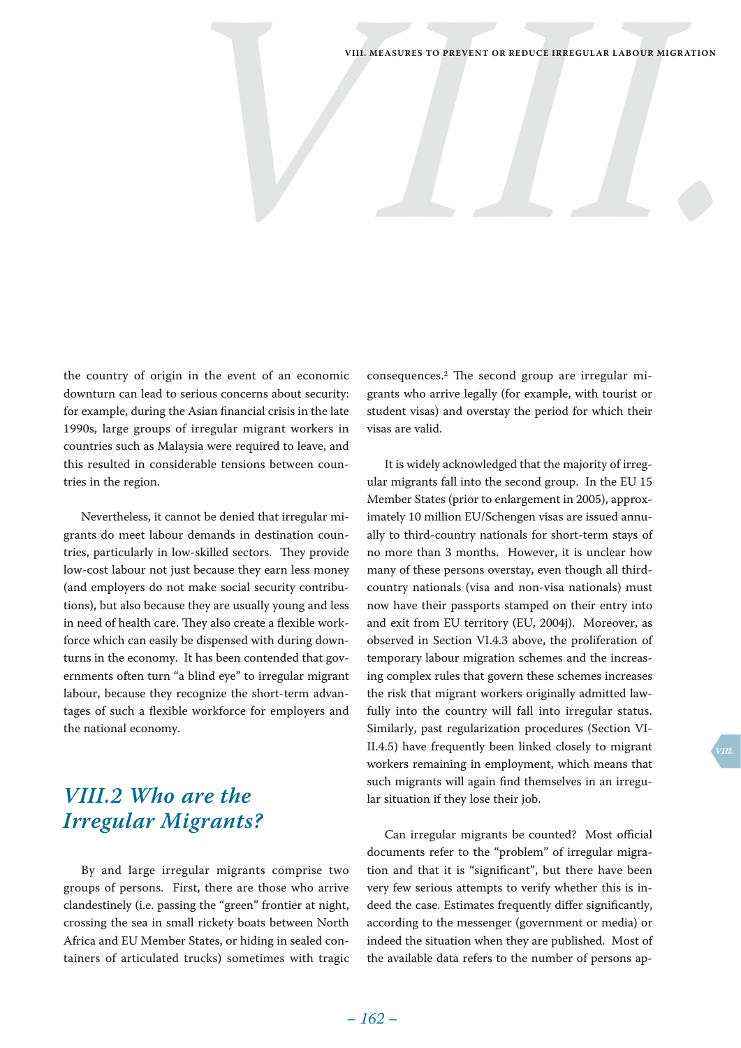the country of origin in the event of an economic downturn can lead to serious concerns about security: for example, during the Asian financial crisis in the late 1990s, large groups of irregular migrant workers in countries such as Malaysia were required to leave, and this resulted in considerable tensions between countries in the region.

Nevertheless, it cannot be denied that irregular migrants do meet labour demands in destination countries, particularly in low-skilled sectors. They provide low-cost labour not just because they earn less money (and employers do not make social security contributions), but also because they are usually young and less in need of health care. They also create a flexible workforce which can easily be dispensed with during downturns in the economy. It has been contended that governments often turn "a blind eye" to irregular migrant labour, because they recognize the short-term advantages of such a flexible workforce for employers and the national economy.

## VIII.2 Who are the Irregular Migrants?

By and large irregular migrants comprise two groups of persons. First, there are those who arrive clandestinely (i.e. passing the "green" frontier at night, crossing the sea in small rickety boats between North Africa and EU Member States, or hiding in sealed containers of articulated trucks) sometimes with tragic consequences.[2] The second group are irregular migrants who arrive legally (for example, with tourist or student visas) and overstay the period for which their visas are valid.

It is widely acknowledged that the majority of irregular migrants fall into the second group. In the EU 15 Member States (prior to enlargement in 2005), approximately 10 million EU/Schengen visas are issued annually to third-country nationals for short-term stays of no more than 3 months. However, it is unclear how many of these persons overstay, even though all third-country nationals (visa and non-visa nationals) must now have their passports stamped on their entry into and exit from EU territory (EU, 2004j). Moreover, as observed in Section VI.4.3 above, the proliferation of temporary labour migration schemes and the increasing complex rules that govern these schemes increases the risk that migrant workers originally admitted lawfully into the country will fall into irregular status. Similarly, past regularization procedures (Section VIII.4.5) have frequently been linked closely to migrant workers remaining in employment, which means that such migrants will again find themselves in an irregular situation if they lose their job.

Can irregular migrants be counted? Most official documents refer to the "problem" of irregular migration and that it is "significant", but there have been very few serious attempts to verify whether this is indeed the case. Estimates frequently differ significantly, according to the messenger (government or media) or indeed the situation when they are published. Most of the available data refers to the number of persons ap-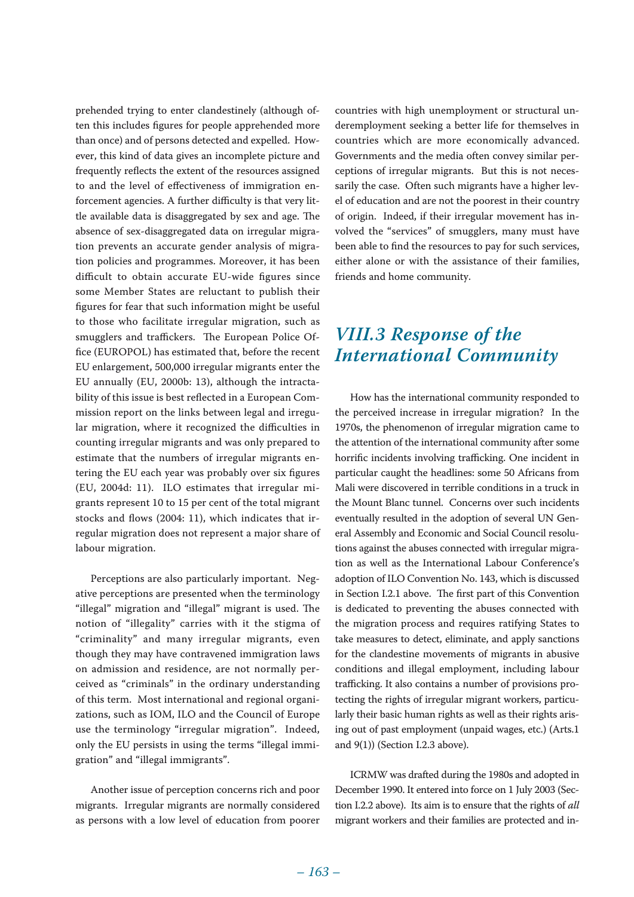prehended trying to enter clandestinely (although often this includes figures for people apprehended more than once) and of persons detected and expelled. However, this kind of data gives an incomplete picture and frequently reflects the extent of the resources assigned to and the level of effectiveness of immigration enforcement agencies. A further difficulty is that very little available data is disaggregated by sex and age. The absence of sex-disaggregated data on irregular migration prevents an accurate gender analysis of migration policies and programmes. Moreover, it has been difficult to obtain accurate EU-wide figures since some Member States are reluctant to publish their figures for fear that such information might be useful to those who facilitate irregular migration, such as smugglers and traffickers. The European Police Office (EUROPOL) has estimated that, before the recent EU enlargement, 500,000 irregular migrants enter the EU annually (EU, 2000b: 13), although the intractability of this issue is best reflected in a European Commission report on the links between legal and irregular migration, where it recognized the difficulties in counting irregular migrants and was only prepared to estimate that the numbers of irregular migrants entering the EU each year was probably over six figures (EU, 2004d: 11). ILO estimates that irregular migrants represent 10 to 15 per cent of the total migrant stocks and flows (2004: 11), which indicates that irregular migration does not represent a major share of labour migration.

Perceptions are also particularly important. Negative perceptions are presented when the terminology "illegal" migration and "illegal" migrant is used. The notion of "illegality" carries with it the stigma of "criminality" and many irregular migrants, even though they may have contravened immigration laws on admission and residence, are not normally perceived as "criminals" in the ordinary understanding of this term. Most international and regional organizations, such as IOM, ILO and the Council of Europe use the terminology "irregular migration". Indeed, only the EU persists in using the terms "illegal immigration" and "illegal immigrants".

Another issue of perception concerns rich and poor migrants. Irregular migrants are normally considered as persons with a low level of education from poorer countries with high unemployment or structural underemployment seeking a better life for themselves in countries which are more economically advanced. Governments and the media often convey similar perceptions of irregular migrants. But this is not necessarily the case. Often such migrants have a higher level of education and are not the poorest in their country of origin. Indeed, if their irregular movement has involved the "services" of smugglers, many must have been able to find the resources to pay for such services, either alone or with the assistance of their families, friends and home community.

## *VIII.3 Response of the International Community*

How has the international community responded to the perceived increase in irregular migration? In the 1970s, the phenomenon of irregular migration came to the attention of the international community after some horrific incidents involving trafficking. One incident in particular caught the headlines: some 50 Africans from Mali were discovered in terrible conditions in a truck in the Mount Blanc tunnel. Concerns over such incidents eventually resulted in the adoption of several UN General Assembly and Economic and Social Council resolutions against the abuses connected with irregular migration as well as the International Labour Conference's adoption of ILO Convention No. 143, which is discussed in Section I.2.1 above. The first part of this Convention is dedicated to preventing the abuses connected with the migration process and requires ratifying States to take measures to detect, eliminate, and apply sanctions for the clandestine movements of migrants in abusive conditions and illegal employment, including labour trafficking. It also contains a number of provisions protecting the rights of irregular migrant workers, particularly their basic human rights as well as their rights arising out of past employment (unpaid wages, etc.) (Arts.1 and 9(1)) (Section I.2.3 above).

ICRMW was drafted during the 1980s and adopted in December 1990. It entered into force on 1 July 2003 (Section I.2.2 above). Its aim is to ensure that the rights of *all* migrant workers and their families are protected and in-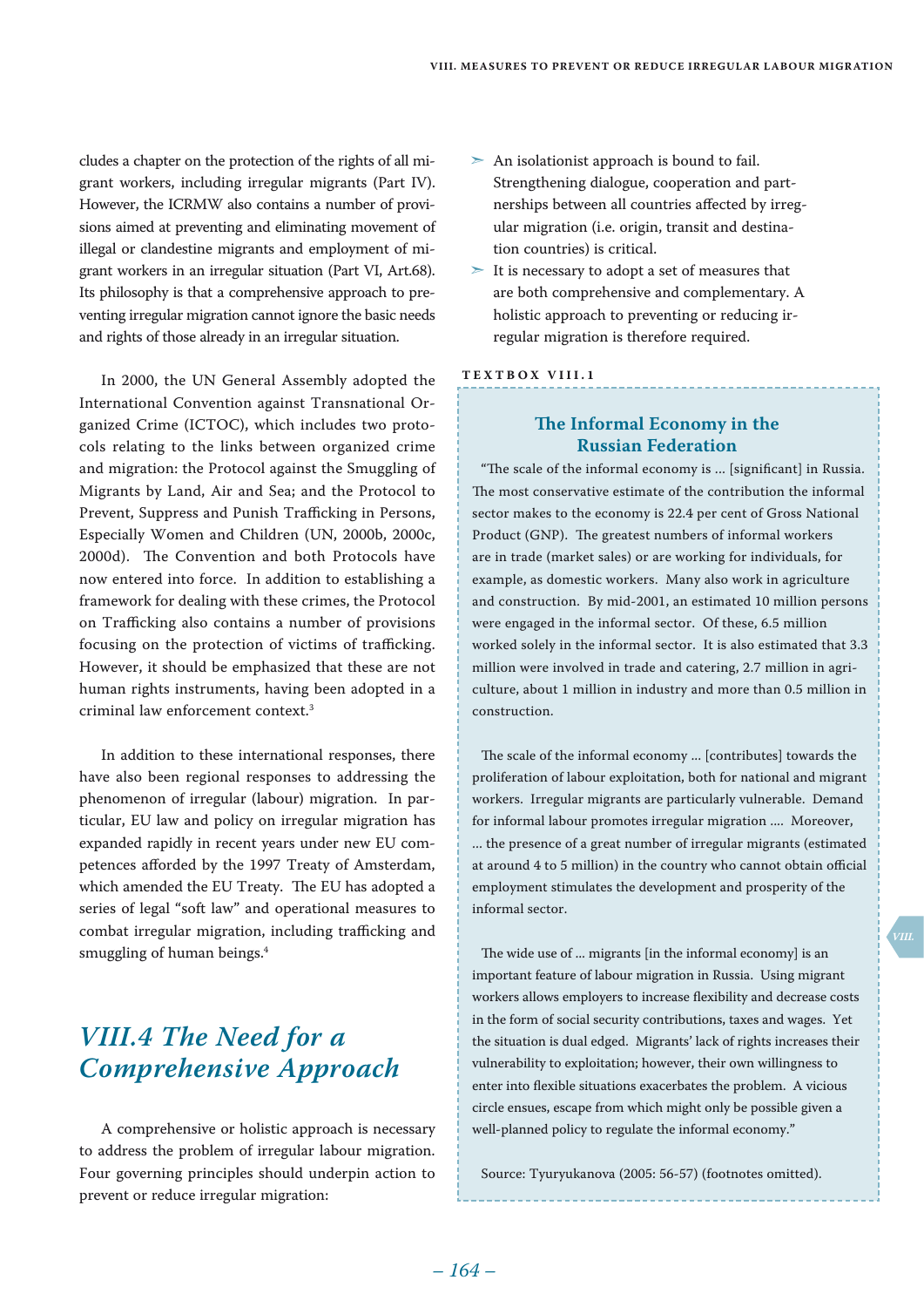cludes a chapter on the protection of the rights of all migrant workers, including irregular migrants (Part IV). However, the ICRMW also contains a number of provisions aimed at preventing and eliminating movement of illegal or clandestine migrants and employment of migrant workers in an irregular situation (Part VI, Art.68). Its philosophy is that a comprehensive approach to preventing irregular migration cannot ignore the basic needs and rights of those already in an irregular situation.

In 2000, the UN General Assembly adopted the International Convention against Transnational Organized Crime (ICTOC), which includes two protocols relating to the links between organized crime and migration: the Protocol against the Smuggling of Migrants by Land, Air and Sea; and the Protocol to Prevent, Suppress and Punish Trafficking in Persons, Especially Women and Children (UN, 2000b, 2000c, 2000d). The Convention and both Protocols have now entered into force. In addition to establishing a framework for dealing with these crimes, the Protocol on Trafficking also contains a number of provisions focusing on the protection of victims of trafficking. However, it should be emphasized that these are not human rights instruments, having been adopted in a criminal law enforcement context.[3]

In addition to these international responses, there have also been regional responses to addressing the phenomenon of irregular (labour) migration. In particular, EU law and policy on irregular migration has expanded rapidly in recent years under new EU competences afforded by the 1997 Treaty of Amsterdam, which amended the EU Treaty. The EU has adopted a series of legal "soft law" and operational measures to combat irregular migration, including trafficking and smuggling of human beings.[4]

## *VIII.4 The Need for a Comprehensive Approach*

A comprehensive or holistic approach is necessary to address the problem of irregular labour migration. Four governing principles should underpin action to prevent or reduce irregular migration:

- An isolationist approach is bound to fail. Strengthening dialogue, cooperation and partnerships between all countries affected by irregular migration (i.e. origin, transit and destination countries) is critical.
- It is necessary to adopt a set of measures that are both comprehensive and complementary. A holistic approach to preventing or reducing irregular migration is therefore required.

**TEXTBOX VIII.1**

### The Informal Economy in the Russian Federation

"The scale of the informal economy is ... [significant] in Russia. The most conservative estimate of the contribution the informal sector makes to the economy is 22.4 per cent of Gross National Product (GNP). The greatest numbers of informal workers are in trade (market sales) or are working for individuals, for example, as domestic workers. Many also work in agriculture and construction. By mid-2001, an estimated 10 million persons were engaged in the informal sector. Of these, 6.5 million worked solely in the informal sector. It is also estimated that 3.3 million were involved in trade and catering, 2.7 million in agriculture, about 1 million in industry and more than 0.5 million in construction.

The scale of the informal economy ... [contributes] towards the proliferation of labour exploitation, both for national and migrant workers. Irregular migrants are particularly vulnerable. Demand for informal labour promotes irregular migration .... Moreover, ... the presence of a great number of irregular migrants (estimated at around 4 to 5 million) in the country who cannot obtain official employment stimulates the development and prosperity of the informal sector.

The wide use of ... migrants [in the informal economy] is an important feature of labour migration in Russia. Using migrant workers allows employers to increase flexibility and decrease costs in the form of social security contributions, taxes and wages. Yet the situation is dual edged. Migrants' lack of rights increases their vulnerability to exploitation; however, their own willingness to enter into flexible situations exacerbates the problem. A vicious circle ensues, escape from which might only be possible given a well-planned policy to regulate the informal economy."

Source: Tyuryukanova (2005: 56-57) (footnotes omitted).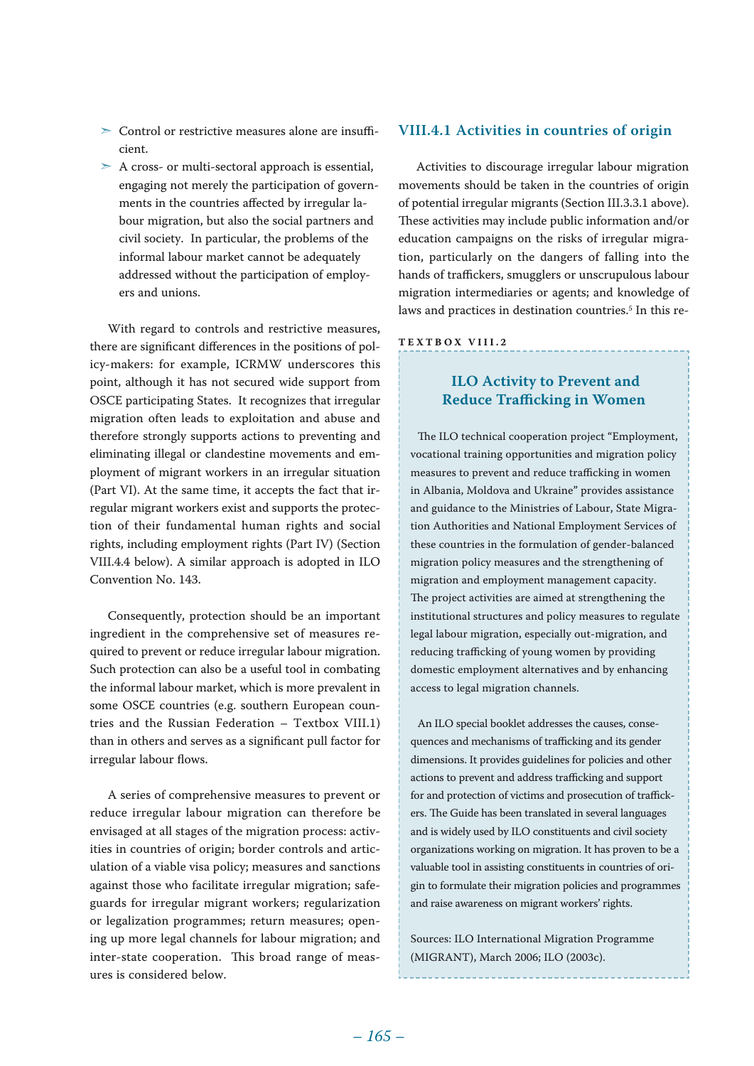- Control or restrictive measures alone are insufficient.
- A cross- or multi-sectoral approach is essential, engaging not merely the participation of governments in the countries affected by irregular labour migration, but also the social partners and civil society. In particular, the problems of the informal labour market cannot be adequately addressed without the participation of employers and unions.

With regard to controls and restrictive measures, there are significant differences in the positions of policy-makers: for example, ICRMW underscores this point, although it has not secured wide support from OSCE participating States. It recognizes that irregular migration often leads to exploitation and abuse and therefore strongly supports actions to preventing and eliminating illegal or clandestine movements and employment of migrant workers in an irregular situation (Part VI). At the same time, it accepts the fact that irregular migrant workers exist and supports the protection of their fundamental human rights and social rights, including employment rights (Part IV) (Section VIII.4.4 below). A similar approach is adopted in ILO Convention No. 143.

Consequently, protection should be an important ingredient in the comprehensive set of measures required to prevent or reduce irregular labour migration. Such protection can also be a useful tool in combating the informal labour market, which is more prevalent in some OSCE countries (e.g. southern European countries and the Russian Federation – Textbox VIII.1) than in others and serves as a significant pull factor for irregular labour flows.

A series of comprehensive measures to prevent or reduce irregular labour migration can therefore be envisaged at all stages of the migration process: activities in countries of origin; border controls and articulation of a viable visa policy; measures and sanctions against those who facilitate irregular migration; safeguards for irregular migrant workers; regularization or legalization programmes; return measures; opening up more legal channels for labour migration; and inter-state cooperation. This broad range of measures is considered below.

### VIII.4.1 Activities in countries of origin

Activities to discourage irregular labour migration movements should be taken in the countries of origin of potential irregular migrants (Section III.3.3.1 above). These activities may include public information and/or education campaigns on the risks of irregular migration, particularly on the dangers of falling into the hands of traffickers, smugglers or unscrupulous labour migration intermediaries or agents; and knowledge of laws and practices in destination countries.[5] In this re-

**TEXTBOX VIII.2**

#### ILO Activity to Prevent and Reduce Trafficking in Women

The ILO technical cooperation project "Employment, vocational training opportunities and migration policy measures to prevent and reduce trafficking in women in Albania, Moldova and Ukraine" provides assistance and guidance to the Ministries of Labour, State Migration Authorities and National Employment Services of these countries in the formulation of gender-balanced migration policy measures and the strengthening of migration and employment management capacity. The project activities are aimed at strengthening the institutional structures and policy measures to regulate legal labour migration, especially out-migration, and reducing trafficking of young women by providing domestic employment alternatives and by enhancing access to legal migration channels.

An ILO special booklet addresses the causes, consequences and mechanisms of trafficking and its gender dimensions. It provides guidelines for policies and other actions to prevent and address trafficking and support for and protection of victims and prosecution of traffickers. The Guide has been translated in several languages and is widely used by ILO constituents and civil society organizations working on migration. It has proven to be a valuable tool in assisting constituents in countries of origin to formulate their migration policies and programmes and raise awareness on migrant workers' rights.

Sources: ILO International Migration Programme (MIGRANT), March 2006; ILO (2003c).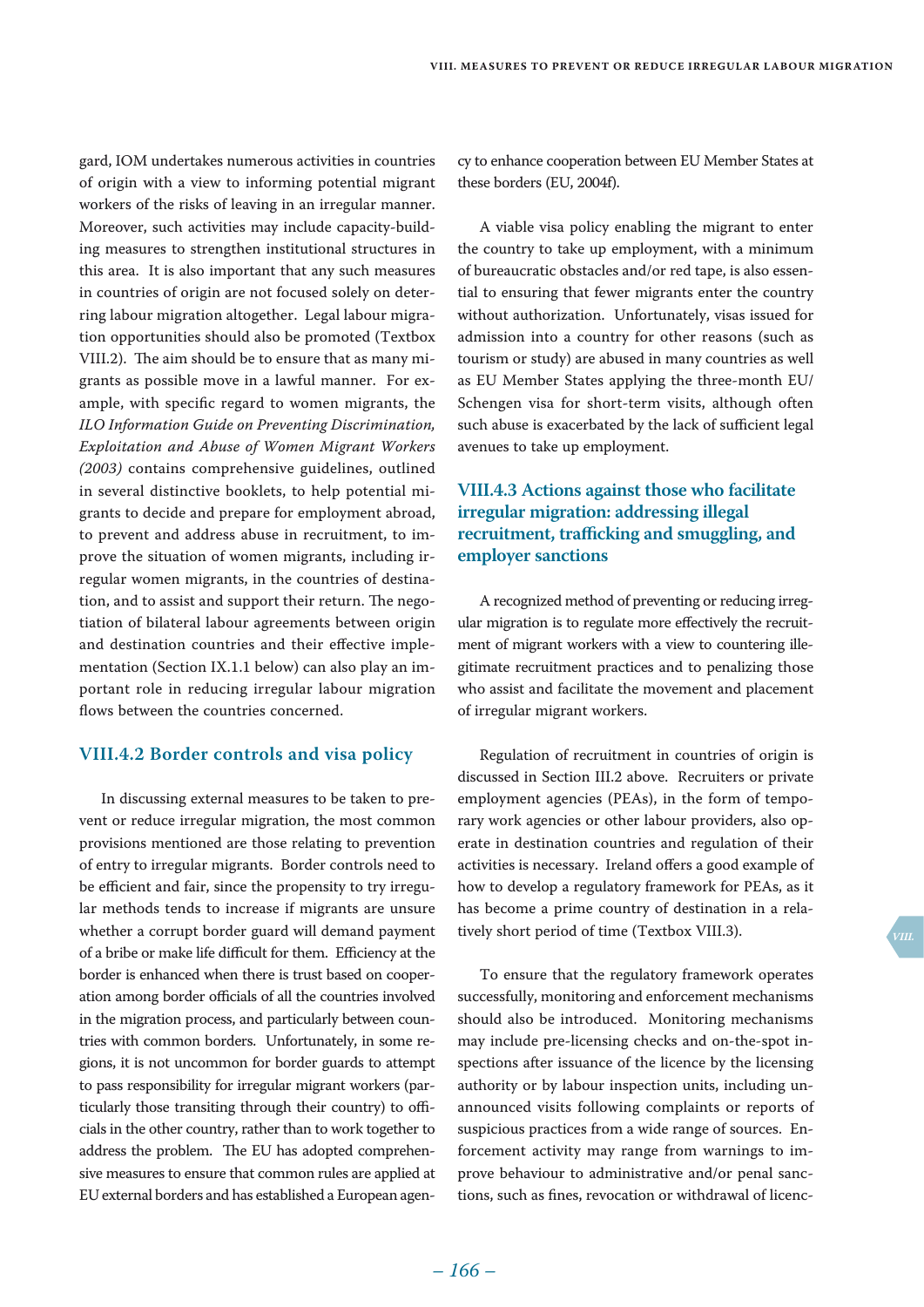gard, IOM undertakes numerous activities in countries of origin with a view to informing potential migrant workers of the risks of leaving in an irregular manner. Moreover, such activities may include capacity-building measures to strengthen institutional structures in this area. It is also important that any such measures in countries of origin are not focused solely on deterring labour migration altogether. Legal labour migration opportunities should also be promoted (Textbox VIII.2). The aim should be to ensure that as many migrants as possible move in a lawful manner. For example, with specific regard to women migrants, the *ILO Information Guide on Preventing Discrimination, Exploitation and Abuse of Women Migrant Workers (2003)* contains comprehensive guidelines, outlined in several distinctive booklets, to help potential migrants to decide and prepare for employment abroad, to prevent and address abuse in recruitment, to improve the situation of women migrants, including irregular women migrants, in the countries of destination, and to assist and support their return. The negotiation of bilateral labour agreements between origin and destination countries and their effective implementation (Section IX.1.1 below) can also play an important role in reducing irregular labour migration flows between the countries concerned.

### VIII.4.2 Border controls and visa policy

In discussing external measures to be taken to prevent or reduce irregular migration, the most common provisions mentioned are those relating to prevention of entry to irregular migrants. Border controls need to be efficient and fair, since the propensity to try irregular methods tends to increase if migrants are unsure whether a corrupt border guard will demand payment of a bribe or make life difficult for them. Efficiency at the border is enhanced when there is trust based on cooperation among border officials of all the countries involved in the migration process, and particularly between countries with common borders. Unfortunately, in some regions, it is not uncommon for border guards to attempt to pass responsibility for irregular migrant workers (particularly those transiting through their country) to officials in the other country, rather than to work together to address the problem. The EU has adopted comprehensive measures to ensure that common rules are applied at EU external borders and has established a European agency to enhance cooperation between EU Member States at these borders (EU, 2004f).

A viable visa policy enabling the migrant to enter the country to take up employment, with a minimum of bureaucratic obstacles and/or red tape, is also essential to ensuring that fewer migrants enter the country without authorization. Unfortunately, visas issued for admission into a country for other reasons (such as tourism or study) are abused in many countries as well as EU Member States applying the three-month EU/Schengen visa for short-term visits, although often such abuse is exacerbated by the lack of sufficient legal avenues to take up employment.

### VIII.4.3 Actions against those who facilitate irregular migration: addressing illegal recruitment, trafficking and smuggling, and employer sanctions

A recognized method of preventing or reducing irregular migration is to regulate more effectively the recruitment of migrant workers with a view to countering illegitimate recruitment practices and to penalizing those who assist and facilitate the movement and placement of irregular migrant workers.

Regulation of recruitment in countries of origin is discussed in Section III.2 above. Recruiters or private employment agencies (PEAs), in the form of temporary work agencies or other labour providers, also operate in destination countries and regulation of their activities is necessary. Ireland offers a good example of how to develop a regulatory framework for PEAs, as it has become a prime country of destination in a relatively short period of time (Textbox VIII.3).

To ensure that the regulatory framework operates successfully, monitoring and enforcement mechanisms should also be introduced. Monitoring mechanisms may include pre-licensing checks and on-the-spot inspections after issuance of the licence by the licensing authority or by labour inspection units, including unannounced visits following complaints or reports of suspicious practices from a wide range of sources. Enforcement activity may range from warnings to improve behaviour to administrative and/or penal sanctions, such as fines, revocation or withdrawal of licenc-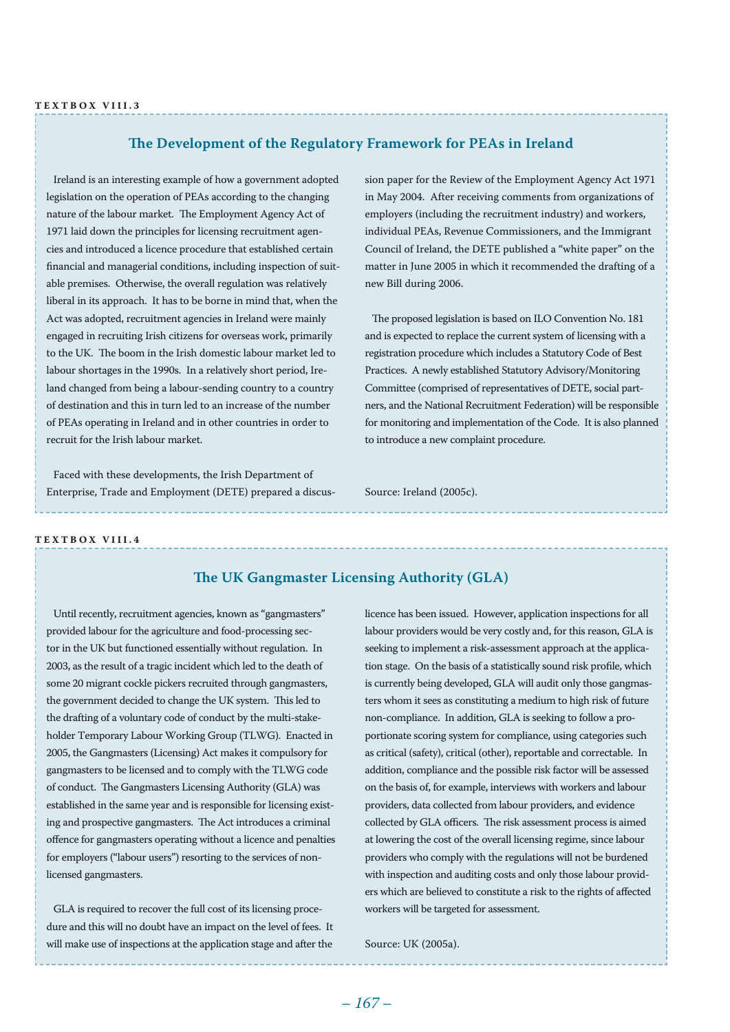**TEXTBOX VIII.3**

## The Development of the Regulatory Framework for PEAs in Ireland

Ireland is an interesting example of how a government adopted legislation on the operation of PEAs according to the changing nature of the labour market. The Employment Agency Act of 1971 laid down the principles for licensing recruitment agencies and introduced a licence procedure that established certain financial and managerial conditions, including inspection of suitable premises. Otherwise, the overall regulation was relatively liberal in its approach. It has to be borne in mind that, when the Act was adopted, recruitment agencies in Ireland were mainly engaged in recruiting Irish citizens for overseas work, primarily to the UK. The boom in the Irish domestic labour market led to labour shortages in the 1990s. In a relatively short period, Ireland changed from being a labour-sending country to a country of destination and this in turn led to an increase of the number of PEAs operating in Ireland and in other countries in order to recruit for the Irish labour market.

Faced with these developments, the Irish Department of Enterprise, Trade and Employment (DETE) prepared a discussion paper for the Review of the Employment Agency Act 1971 in May 2004. After receiving comments from organizations of employers (including the recruitment industry) and workers, individual PEAs, Revenue Commissioners, and the Immigrant Council of Ireland, the DETE published a "white paper" on the matter in June 2005 in which it recommended the drafting of a new Bill during 2006.

The proposed legislation is based on ILO Convention No. 181 and is expected to replace the current system of licensing with a registration procedure which includes a Statutory Code of Best Practices. A newly established Statutory Advisory/Monitoring Committee (comprised of representatives of DETE, social partners, and the National Recruitment Federation) will be responsible for monitoring and implementation of the Code. It is also planned to introduce a new complaint procedure.

Source: Ireland (2005c).

**TEXTBOX VIII.4**

## The UK Gangmaster Licensing Authority (GLA)

Until recently, recruitment agencies, known as "gangmasters" provided labour for the agriculture and food-processing sector in the UK but functioned essentially without regulation. In 2003, as the result of a tragic incident which led to the death of some 20 migrant cockle pickers recruited through gangmasters, the government decided to change the UK system. This led to the drafting of a voluntary code of conduct by the multi-stakeholder Temporary Labour Working Group (TLWG). Enacted in 2005, the Gangmasters (Licensing) Act makes it compulsory for gangmasters to be licensed and to comply with the TLWG code of conduct. The Gangmasters Licensing Authority (GLA) was established in the same year and is responsible for licensing existing and prospective gangmasters. The Act introduces a criminal offence for gangmasters operating without a licence and penalties for employers ("labour users") resorting to the services of non-licensed gangmasters.

GLA is required to recover the full cost of its licensing procedure and this will no doubt have an impact on the level of fees. It will make use of inspections at the application stage and after the licence has been issued. However, application inspections for all labour providers would be very costly and, for this reason, GLA is seeking to implement a risk-assessment approach at the application stage. On the basis of a statistically sound risk profile, which is currently being developed, GLA will audit only those gangmasters whom it sees as constituting a medium to high risk of future non-compliance. In addition, GLA is seeking to follow a proportionate scoring system for compliance, using categories such as critical (safety), critical (other), reportable and correctable. In addition, compliance and the possible risk factor will be assessed on the basis of, for example, interviews with workers and labour providers, data collected from labour providers, and evidence collected by GLA officers. The risk assessment process is aimed at lowering the cost of the overall licensing regime, since labour providers who comply with the regulations will not be burdened with inspection and auditing costs and only those labour providers which are believed to constitute a risk to the rights of affected workers will be targeted for assessment.

Source: UK (2005a).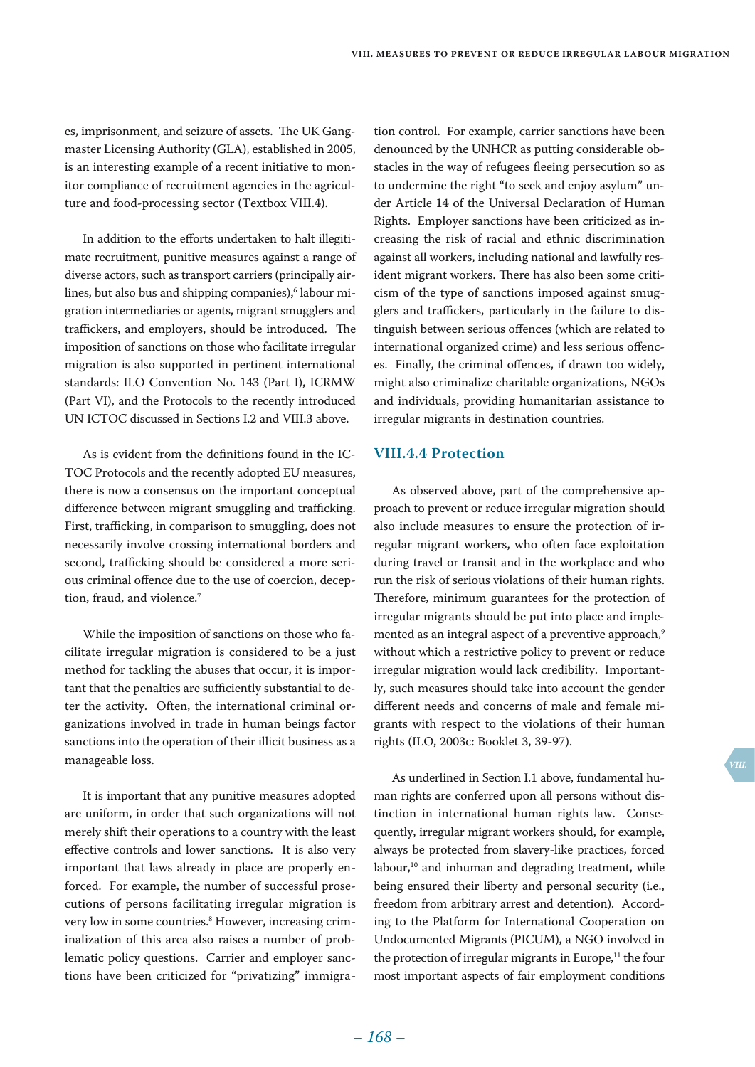es, imprisonment, and seizure of assets. The UK Gangmaster Licensing Authority (GLA), established in 2005, is an interesting example of a recent initiative to monitor compliance of recruitment agencies in the agriculture and food-processing sector (Textbox VIII.4).

In addition to the efforts undertaken to halt illegitimate recruitment, punitive measures against a range of diverse actors, such as transport carriers (principally airlines, but also bus and shipping companies),[6] labour migration intermediaries or agents, migrant smugglers and traffickers, and employers, should be introduced. The imposition of sanctions on those who facilitate irregular migration is also supported in pertinent international standards: ILO Convention No. 143 (Part I), ICRMW (Part VI), and the Protocols to the recently introduced UN ICTOC discussed in Sections I.2 and VIII.3 above.

As is evident from the definitions found in the ICTOC Protocols and the recently adopted EU measures, there is now a consensus on the important conceptual difference between migrant smuggling and trafficking. First, trafficking, in comparison to smuggling, does not necessarily involve crossing international borders and second, trafficking should be considered a more serious criminal offence due to the use of coercion, deception, fraud, and violence.[7]

While the imposition of sanctions on those who facilitate irregular migration is considered to be a just method for tackling the abuses that occur, it is important that the penalties are sufficiently substantial to deter the activity. Often, the international criminal organizations involved in trade in human beings factor sanctions into the operation of their illicit business as a manageable loss.

It is important that any punitive measures adopted are uniform, in order that such organizations will not merely shift their operations to a country with the least effective controls and lower sanctions. It is also very important that laws already in place are properly enforced. For example, the number of successful prosecutions of persons facilitating irregular migration is very low in some countries.[8] However, increasing criminalization of this area also raises a number of problematic policy questions. Carrier and employer sanctions have been criticized for "privatizing" immigration control. For example, carrier sanctions have been denounced by the UNHCR as putting considerable obstacles in the way of refugees fleeing persecution so as to undermine the right "to seek and enjoy asylum" under Article 14 of the Universal Declaration of Human Rights. Employer sanctions have been criticized as increasing the risk of racial and ethnic discrimination against all workers, including national and lawfully resident migrant workers. There has also been some criticism of the type of sanctions imposed against smugglers and traffickers, particularly in the failure to distinguish between serious offences (which are related to international organized crime) and less serious offences. Finally, the criminal offences, if drawn too widely, might also criminalize charitable organizations, NGOs and individuals, providing humanitarian assistance to irregular migrants in destination countries.

### VIII.4.4 Protection

As observed above, part of the comprehensive approach to prevent or reduce irregular migration should also include measures to ensure the protection of irregular migrant workers, who often face exploitation during travel or transit and in the workplace and who run the risk of serious violations of their human rights. Therefore, minimum guarantees for the protection of irregular migrants should be put into place and implemented as an integral aspect of a preventive approach,[9] without which a restrictive policy to prevent or reduce irregular migration would lack credibility. Importantly, such measures should take into account the gender different needs and concerns of male and female migrants with respect to the violations of their human rights (ILO, 2003c: Booklet 3, 39-97).

As underlined in Section I.1 above, fundamental human rights are conferred upon all persons without distinction in international human rights law. Consequently, irregular migrant workers should, for example, always be protected from slavery-like practices, forced labour,[10] and inhuman and degrading treatment, while being ensured their liberty and personal security (i.e., freedom from arbitrary arrest and detention). According to the Platform for International Cooperation on Undocumented Migrants (PICUM), a NGO involved in the protection of irregular migrants in Europe,[11] the four most important aspects of fair employment conditions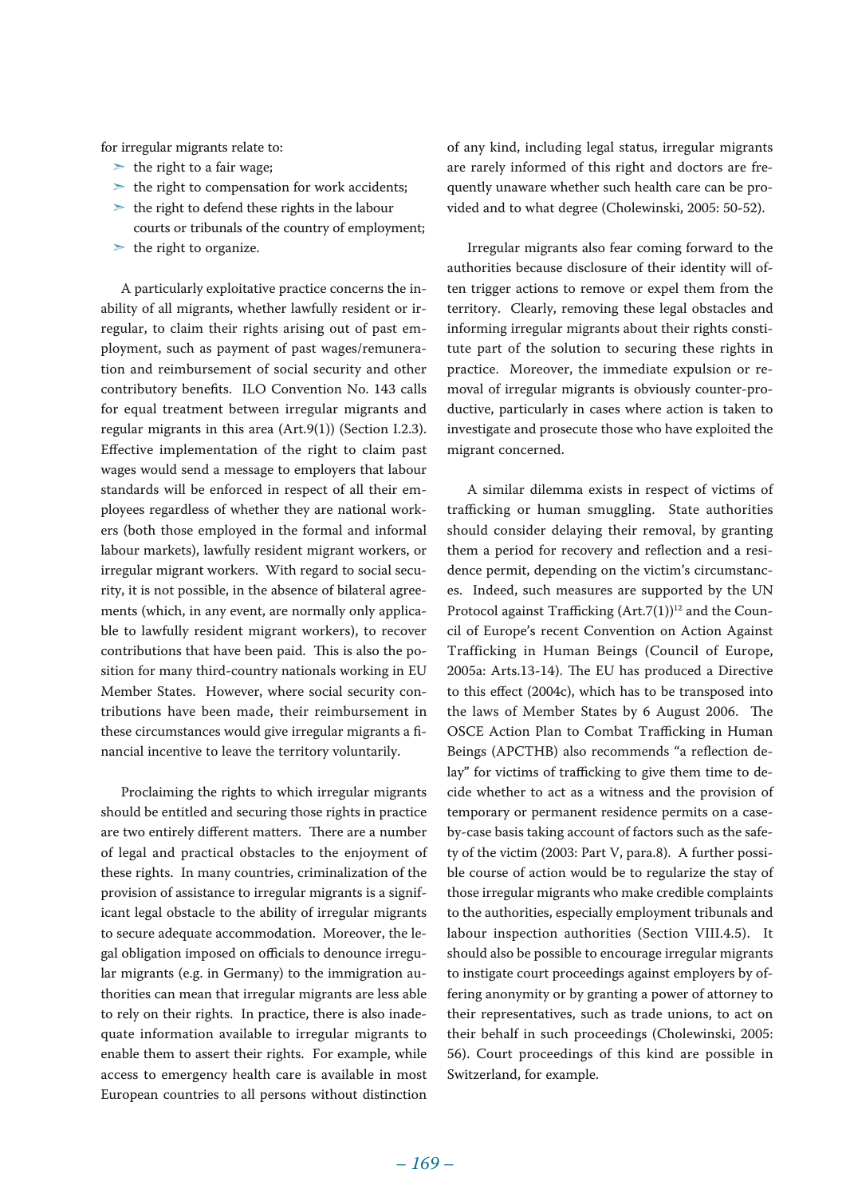for irregular migrants relate to:

- the right to a fair wage;
- the right to compensation for work accidents;
- the right to defend these rights in the labour courts or tribunals of the country of employment;
- the right to organize.

A particularly exploitative practice concerns the inability of all migrants, whether lawfully resident or irregular, to claim their rights arising out of past employment, such as payment of past wages/remuneration and reimbursement of social security and other contributory benefits. ILO Convention No. 143 calls for equal treatment between irregular migrants and regular migrants in this area (Art.9(1)) (Section I.2.3). Effective implementation of the right to claim past wages would send a message to employers that labour standards will be enforced in respect of all their employees regardless of whether they are national workers (both those employed in the formal and informal labour markets), lawfully resident migrant workers, or irregular migrant workers. With regard to social security, it is not possible, in the absence of bilateral agreements (which, in any event, are normally only applicable to lawfully resident migrant workers), to recover contributions that have been paid. This is also the position for many third-country nationals working in EU Member States. However, where social security contributions have been made, their reimbursement in these circumstances would give irregular migrants a financial incentive to leave the territory voluntarily.

Proclaiming the rights to which irregular migrants should be entitled and securing those rights in practice are two entirely different matters. There are a number of legal and practical obstacles to the enjoyment of these rights. In many countries, criminalization of the provision of assistance to irregular migrants is a significant legal obstacle to the ability of irregular migrants to secure adequate accommodation. Moreover, the legal obligation imposed on officials to denounce irregular migrants (e.g. in Germany) to the immigration authorities can mean that irregular migrants are less able to rely on their rights. In practice, there is also inadequate information available to irregular migrants to enable them to assert their rights. For example, while access to emergency health care is available in most European countries to all persons without distinction of any kind, including legal status, irregular migrants are rarely informed of this right and doctors are frequently unaware whether such health care can be provided and to what degree (Cholewinski, 2005: 50-52).

Irregular migrants also fear coming forward to the authorities because disclosure of their identity will often trigger actions to remove or expel them from the territory. Clearly, removing these legal obstacles and informing irregular migrants about their rights constitute part of the solution to securing these rights in practice. Moreover, the immediate expulsion or removal of irregular migrants is obviously counter-productive, particularly in cases where action is taken to investigate and prosecute those who have exploited the migrant concerned.

A similar dilemma exists in respect of victims of trafficking or human smuggling. State authorities should consider delaying their removal, by granting them a period for recovery and reflection and a residence permit, depending on the victim's circumstances. Indeed, such measures are supported by the UN Protocol against Trafficking (Art.7(1))[12] and the Council of Europe's recent Convention on Action Against Trafficking in Human Beings (Council of Europe, 2005a: Arts.13-14). The EU has produced a Directive to this effect (2004c), which has to be transposed into the laws of Member States by 6 August 2006. The OSCE Action Plan to Combat Trafficking in Human Beings (APCTHB) also recommends "a reflection delay" for victims of trafficking to give them time to decide whether to act as a witness and the provision of temporary or permanent residence permits on a case-by-case basis taking account of factors such as the safety of the victim (2003: Part V, para.8). A further possible course of action would be to regularize the stay of those irregular migrants who make credible complaints to the authorities, especially employment tribunals and labour inspection authorities (Section VIII.4.5). It should also be possible to encourage irregular migrants to instigate court proceedings against employers by offering anonymity or by granting a power of attorney to their representatives, such as trade unions, to act on their behalf in such proceedings (Cholewinski, 2005: 56). Court proceedings of this kind are possible in Switzerland, for example.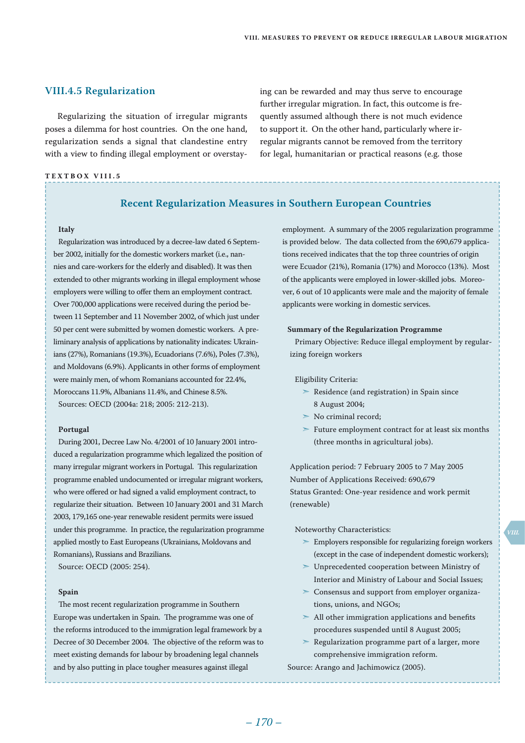### VIII.4.5 Regularization

Regularizing the situation of irregular migrants poses a dilemma for host countries. On the one hand, regularization sends a signal that clandestine entry with a view to finding illegal employment or overstaying can be rewarded and may thus serve to encourage further irregular migration. In fact, this outcome is frequently assumed although there is not much evidence to support it. On the other hand, particularly where irregular migrants cannot be removed from the territory for legal, humanitarian or practical reasons (e.g. those

**TEXTBOX VIII.5**

#### Recent Regularization Measures in Southern European Countries

**Italy**

Regularization was introduced by a decree-law dated 6 September 2002, initially for the domestic workers market (i.e., nannies and care-workers for the elderly and disabled). It was then extended to other migrants working in illegal employment whose employers were willing to offer them an employment contract. Over 700,000 applications were received during the period between 11 September and 11 November 2002, of which just under 50 per cent were submitted by women domestic workers. A preliminary analysis of applications by nationality indicates: Ukrainians (27%), Romanians (19.3%), Ecuadorians (7.6%), Poles (7.3%), and Moldovans (6.9%). Applicants in other forms of employment were mainly men, of whom Romanians accounted for 22.4%, Moroccans 11.9%, Albanians 11.4%, and Chinese 8.5%.

Sources: OECD (2004a: 218; 2005: 212-213).

**Portugal**

During 2001, Decree Law No. 4/2001 of 10 January 2001 introduced a regularization programme which legalized the position of many irregular migrant workers in Portugal. This regularization programme enabled undocumented or irregular migrant workers, who were offered or had signed a valid employment contract, to regularize their situation. Between 10 January 2001 and 31 March 2003, 179,165 one-year renewable resident permits were issued under this programme. In practice, the regularization programme applied mostly to East Europeans (Ukrainians, Moldovans and Romanians), Russians and Brazilians.

Source: OECD (2005: 254).

**Spain**

The most recent regularization programme in Southern Europe was undertaken in Spain. The programme was one of the reforms introduced to the immigration legal framework by a Decree of 30 December 2004. The objective of the reform was to meet existing demands for labour by broadening legal channels and by also putting in place tougher measures against illegal employment. A summary of the 2005 regularization programme is provided below. The data collected from the 690,679 applications received indicates that the top three countries of origin were Ecuador (21%), Romania (17%) and Morocco (13%). Most of the applicants were employed in lower-skilled jobs. Moreover, 6 out of 10 applicants were male and the majority of female applicants were working in domestic services.

**Summary of the Regularization Programme**

Primary Objective: Reduce illegal employment by regularizing foreign workers

Eligibility Criteria:

- Residence (and registration) in Spain since 8 August 2004;
- No criminal record;
- Future employment contract for at least six months (three months in agricultural jobs).

Application period: 7 February 2005 to 7 May 2005
Number of Applications Received: 690,679
Status Granted: One-year residence and work permit (renewable)

Noteworthy Characteristics:

- Employers responsible for regularizing foreign workers (except in the case of independent domestic workers);
- Unprecedented cooperation between Ministry of Interior and Ministry of Labour and Social Issues;
- Consensus and support from employer organizations, unions, and NGOs;
- All other immigration applications and benefits procedures suspended until 8 August 2005;
- Regularization programme part of a larger, more comprehensive immigration reform.

Source: Arango and Jachimowicz (2005).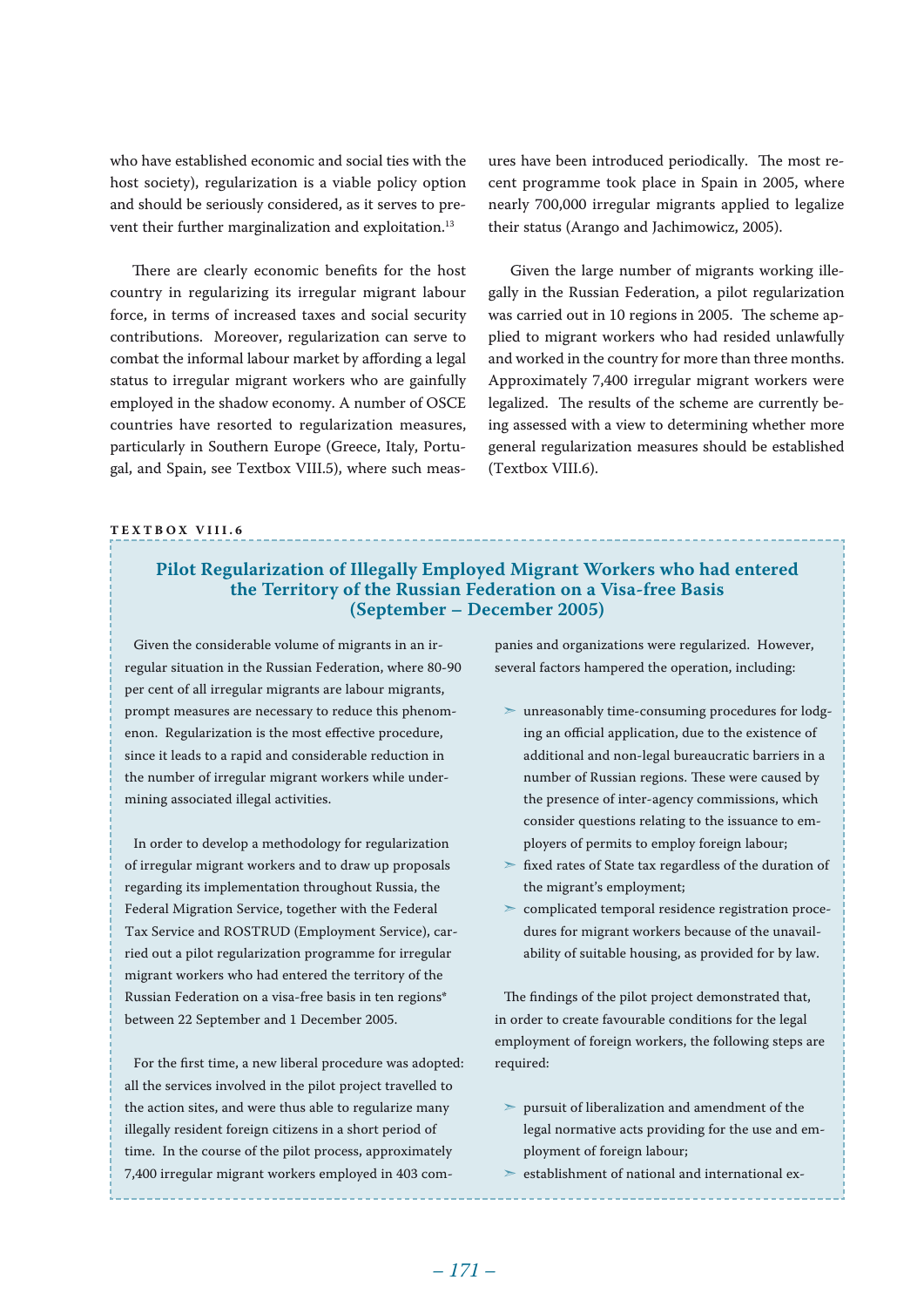who have established economic and social ties with the host society), regularization is a viable policy option and should be seriously considered, as it serves to prevent their further marginalization and exploitation.[13]

There are clearly economic benefits for the host country in regularizing its irregular migrant labour force, in terms of increased taxes and social security contributions. Moreover, regularization can serve to combat the informal labour market by affording a legal status to irregular migrant workers who are gainfully employed in the shadow economy. A number of OSCE countries have resorted to regularization measures, particularly in Southern Europe (Greece, Italy, Portugal, and Spain, see Textbox VIII.5), where such measures have been introduced periodically. The most recent programme took place in Spain in 2005, where nearly 700,000 irregular migrants applied to legalize their status (Arango and Jachimowicz, 2005).

Given the large number of migrants working illegally in the Russian Federation, a pilot regularization was carried out in 10 regions in 2005. The scheme applied to migrant workers who had resided unlawfully and worked in the country for more than three months. Approximately 7,400 irregular migrant workers were legalized. The results of the scheme are currently being assessed with a view to determining whether more general regularization measures should be established (Textbox VIII.6).

**TEXTBOX VIII.6**

### Pilot Regularization of Illegally Employed Migrant Workers who had entered the Territory of the Russian Federation on a Visa-free Basis (September – December 2005)

Given the considerable volume of migrants in an irregular situation in the Russian Federation, where 80-90 per cent of all irregular migrants are labour migrants, prompt measures are necessary to reduce this phenomenon. Regularization is the most effective procedure, since it leads to a rapid and considerable reduction in the number of irregular migrant workers while undermining associated illegal activities.

In order to develop a methodology for regularization of irregular migrant workers and to draw up proposals regarding its implementation throughout Russia, the Federal Migration Service, together with the Federal Tax Service and ROSTRUD (Employment Service), carried out a pilot regularization programme for irregular migrant workers who had entered the territory of the Russian Federation on a visa-free basis in ten regions* between 22 September and 1 December 2005.

For the first time, a new liberal procedure was adopted: all the services involved in the pilot project travelled to the action sites, and were thus able to regularize many illegally resident foreign citizens in a short period of time. In the course of the pilot process, approximately 7,400 irregular migrant workers employed in 403 companies and organizations were regularized. However, several factors hampered the operation, including:

- unreasonably time-consuming procedures for lodging an official application, due to the existence of additional and non-legal bureaucratic barriers in a number of Russian regions. These were caused by the presence of inter-agency commissions, which consider questions relating to the issuance to employers of permits to employ foreign labour;
- fixed rates of State tax regardless of the duration of the migrant's employment;
- complicated temporal residence registration procedures for migrant workers because of the unavailability of suitable housing, as provided for by law.

The findings of the pilot project demonstrated that, in order to create favourable conditions for the legal employment of foreign workers, the following steps are required:

- pursuit of liberalization and amendment of the legal normative acts providing for the use and employment of foreign labour;
- establishment of national and international ex-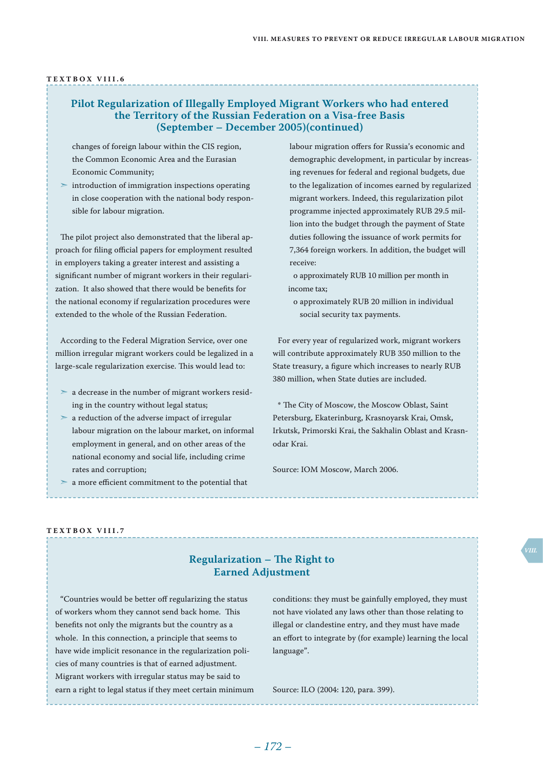TEXTBOX VIII.6

### Pilot Regularization of Illegally Employed Migrant Workers who had entered the Territory of the Russian Federation on a Visa-free Basis (September – December 2005)(continued)

changes of foreign labour within the CIS region, the Common Economic Area and the Eurasian Economic Community;

- introduction of immigration inspections operating in close cooperation with the national body responsible for labour migration.

The pilot project also demonstrated that the liberal approach for filing official papers for employment resulted in employers taking a greater interest and assisting a significant number of migrant workers in their regularization. It also showed that there would be benefits for the national economy if regularization procedures were extended to the whole of the Russian Federation.

According to the Federal Migration Service, over one million irregular migrant workers could be legalized in a large-scale regularization exercise. This would lead to:

- a decrease in the number of migrant workers residing in the country without legal status;
- a reduction of the adverse impact of irregular labour migration on the labour market, on informal employment in general, and on other areas of the national economy and social life, including crime rates and corruption;
- a more efficient commitment to the potential that labour migration offers for Russia's economic and demographic development, in particular by increasing revenues for federal and regional budgets, due to the legalization of incomes earned by regularized migrant workers. Indeed, this regularization pilot programme injected approximately RUB 29.5 million into the budget through the payment of State duties following the issuance of work permits for 7,364 foreign workers. In addition, the budget will receive:
  - o approximately RUB 10 million per month in income tax;
  - o approximately RUB 20 million in individual social security tax payments.

For every year of regularized work, migrant workers will contribute approximately RUB 350 million to the State treasury, a figure which increases to nearly RUB 380 million, when State duties are included.

* The City of Moscow, the Moscow Oblast, Saint Petersburg, Ekaterinburg, Krasnoyarsk Krai, Omsk, Irkutsk, Primorski Krai, the Sakhalin Oblast and Krasnodar Krai.

Source: IOM Moscow, March 2006.

TEXTBOX VIII.7

### Regularization – The Right to Earned Adjustment

"Countries would be better off regularizing the status of workers whom they cannot send back home. This benefits not only the migrants but the country as a whole. In this connection, a principle that seems to have wide implicit resonance in the regularization policies of many countries is that of earned adjustment. Migrant workers with irregular status may be said to earn a right to legal status if they meet certain minimum conditions: they must be gainfully employed, they must not have violated any laws other than those relating to illegal or clandestine entry, and they must have made an effort to integrate by (for example) learning the local language".

Source: ILO (2004: 120, para. 399).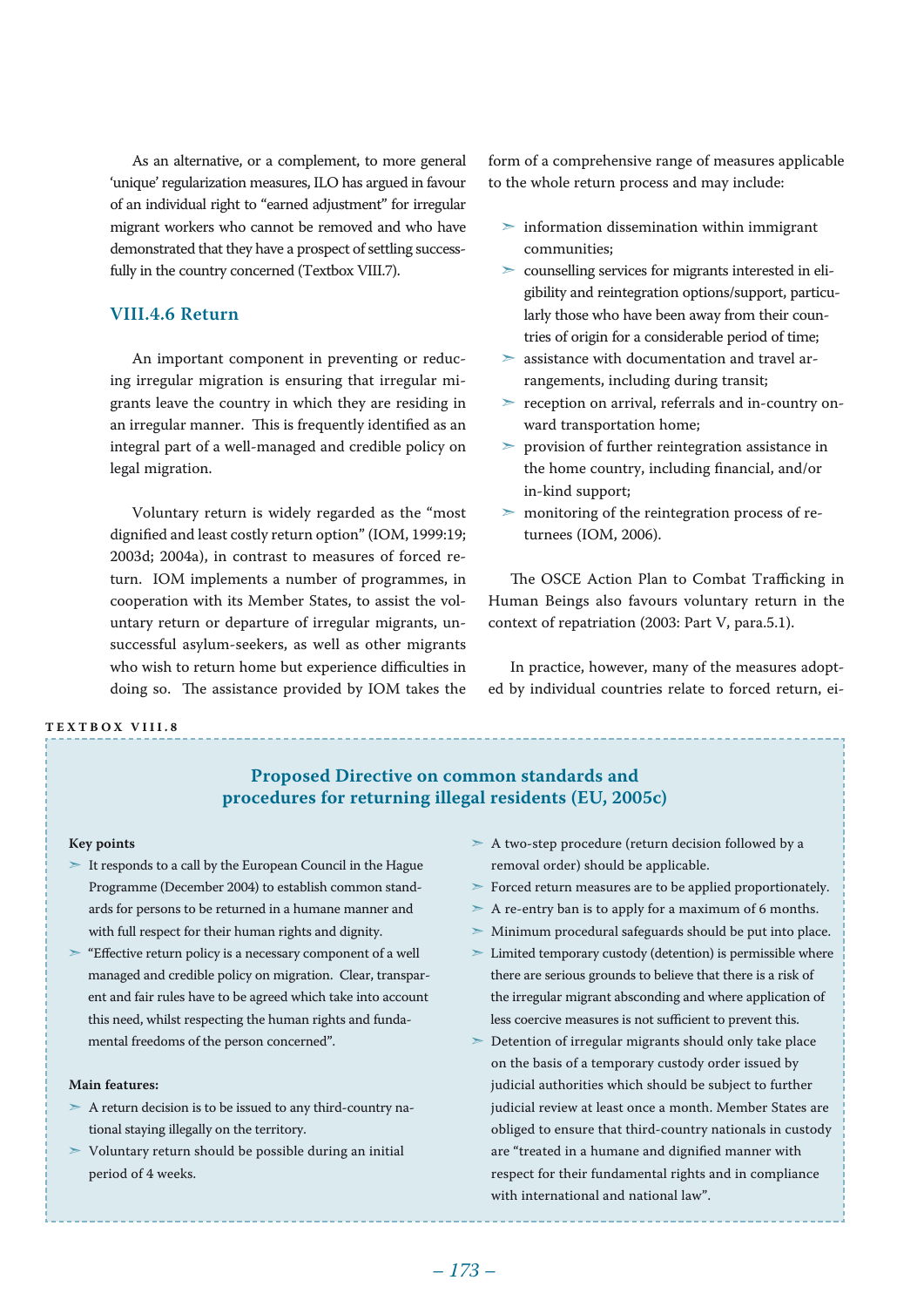As an alternative, or a complement, to more general 'unique' regularization measures, ILO has argued in favour of an individual right to "earned adjustment" for irregular migrant workers who cannot be removed and who have demonstrated that they have a prospect of settling successfully in the country concerned (Textbox VIII.7).

### VIII.4.6 Return

An important component in preventing or reducing irregular migration is ensuring that irregular migrants leave the country in which they are residing in an irregular manner. This is frequently identified as an integral part of a well-managed and credible policy on legal migration.

Voluntary return is widely regarded as the "most dignified and least costly return option" (IOM, 1999:19; 2003d; 2004a), in contrast to measures of forced return. IOM implements a number of programmes, in cooperation with its Member States, to assist the voluntary return or departure of irregular migrants, unsuccessful asylum-seekers, as well as other migrants who wish to return home but experience difficulties in doing so. The assistance provided by IOM takes the form of a comprehensive range of measures applicable to the whole return process and may include:

- information dissemination within immigrant communities;
- counselling services for migrants interested in eligibility and reintegration options/support, particularly those who have been away from their countries of origin for a considerable period of time;
- assistance with documentation and travel arrangements, including during transit;
- reception on arrival, referrals and in-country onward transportation home;
- provision of further reintegration assistance in the home country, including financial, and/or in-kind support;
- monitoring of the reintegration process of returnees (IOM, 2006).

The OSCE Action Plan to Combat Trafficking in Human Beings also favours voluntary return in the context of repatriation (2003: Part V, para.5.1).

In practice, however, many of the measures adopted by individual countries relate to forced return, ei-

**TEXTBOX VIII.8**

#### Proposed Directive on common standards and procedures for returning illegal residents (EU, 2005c)

**Key points**

- It responds to a call by the European Council in the Hague Programme (December 2004) to establish common standards for persons to be returned in a humane manner and with full respect for their human rights and dignity.
- "Effective return policy is a necessary component of a well managed and credible policy on migration. Clear, transparent and fair rules have to be agreed which take into account this need, whilst respecting the human rights and fundamental freedoms of the person concerned".

**Main features:**

- A return decision is to be issued to any third-country national staying illegally on the territory.
- Voluntary return should be possible during an initial period of 4 weeks.
- A two-step procedure (return decision followed by a removal order) should be applicable.
- Forced return measures are to be applied proportionately.
- A re-entry ban is to apply for a maximum of 6 months.
- Minimum procedural safeguards should be put into place.
- Limited temporary custody (detention) is permissible where there are serious grounds to believe that there is a risk of the irregular migrant absconding and where application of less coercive measures is not sufficient to prevent this.
- Detention of irregular migrants should only take place on the basis of a temporary custody order issued by judicial authorities which should be subject to further judicial review at least once a month. Member States are obliged to ensure that third-country nationals in custody are "treated in a humane and dignified manner with respect for their fundamental rights and in compliance with international and national law".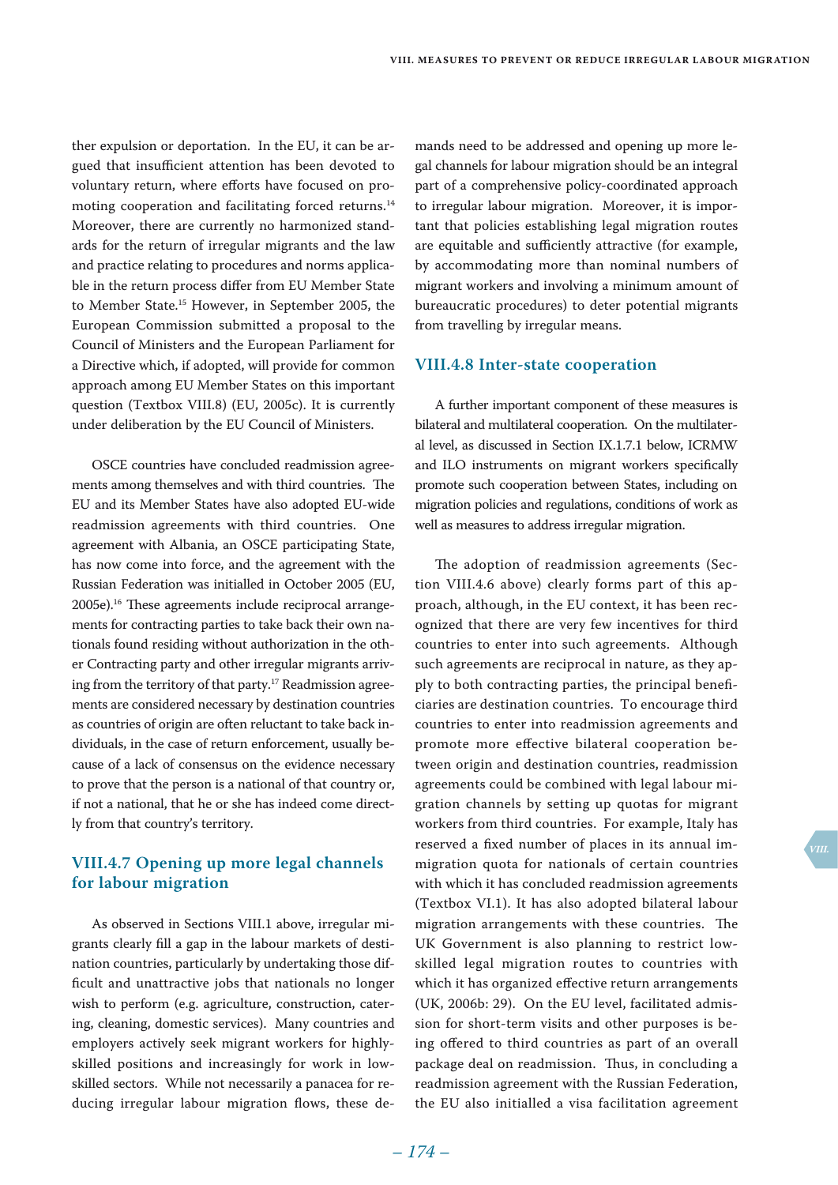ther expulsion or deportation. In the EU, it can be argued that insufficient attention has been devoted to voluntary return, where efforts have focused on promoting cooperation and facilitating forced returns.[14] Moreover, there are currently no harmonized standards for the return of irregular migrants and the law and practice relating to procedures and norms applicable in the return process differ from EU Member State to Member State.[15] However, in September 2005, the European Commission submitted a proposal to the Council of Ministers and the European Parliament for a Directive which, if adopted, will provide for common approach among EU Member States on this important question (Textbox VIII.8) (EU, 2005c). It is currently under deliberation by the EU Council of Ministers.

OSCE countries have concluded readmission agreements among themselves and with third countries. The EU and its Member States have also adopted EU-wide readmission agreements with third countries. One agreement with Albania, an OSCE participating State, has now come into force, and the agreement with the Russian Federation was initialled in October 2005 (EU, 2005e).[16] These agreements include reciprocal arrangements for contracting parties to take back their own nationals found residing without authorization in the other Contracting party and other irregular migrants arriving from the territory of that party.[17] Readmission agreements are considered necessary by destination countries as countries of origin are often reluctant to take back individuals, in the case of return enforcement, usually because of a lack of consensus on the evidence necessary to prove that the person is a national of that country or, if not a national, that he or she has indeed come directly from that country's territory.

## VIII.4.7 Opening up more legal channels for labour migration

As observed in Sections VIII.1 above, irregular migrants clearly fill a gap in the labour markets of destination countries, particularly by undertaking those difficult and unattractive jobs that nationals no longer wish to perform (e.g. agriculture, construction, catering, cleaning, domestic services). Many countries and employers actively seek migrant workers for highly-skilled positions and increasingly for work in low-skilled sectors. While not necessarily a panacea for reducing irregular labour migration flows, these demands need to be addressed and opening up more legal channels for labour migration should be an integral part of a comprehensive policy-coordinated approach to irregular labour migration. Moreover, it is important that policies establishing legal migration routes are equitable and sufficiently attractive (for example, by accommodating more than nominal numbers of migrant workers and involving a minimum amount of bureaucratic procedures) to deter potential migrants from travelling by irregular means.

## VIII.4.8 Inter-state cooperation

A further important component of these measures is bilateral and multilateral cooperation. On the multilateral level, as discussed in Section IX.1.7.1 below, ICRMW and ILO instruments on migrant workers specifically promote such cooperation between States, including on migration policies and regulations, conditions of work as well as measures to address irregular migration.

The adoption of readmission agreements (Section VIII.4.6 above) clearly forms part of this approach, although, in the EU context, it has been recognized that there are very few incentives for third countries to enter into such agreements. Although such agreements are reciprocal in nature, as they apply to both contracting parties, the principal beneficiaries are destination countries. To encourage third countries to enter into readmission agreements and promote more effective bilateral cooperation between origin and destination countries, readmission agreements could be combined with legal labour migration channels by setting up quotas for migrant workers from third countries. For example, Italy has reserved a fixed number of places in its annual immigration quota for nationals of certain countries with which it has concluded readmission agreements (Textbox VI.1). It has also adopted bilateral labour migration arrangements with these countries. The UK Government is also planning to restrict low-skilled legal migration routes to countries with which it has organized effective return arrangements (UK, 2006b: 29). On the EU level, facilitated admission for short-term visits and other purposes is being offered to third countries as part of an overall package deal on readmission. Thus, in concluding a readmission agreement with the Russian Federation, the EU also initialled a visa facilitation agreement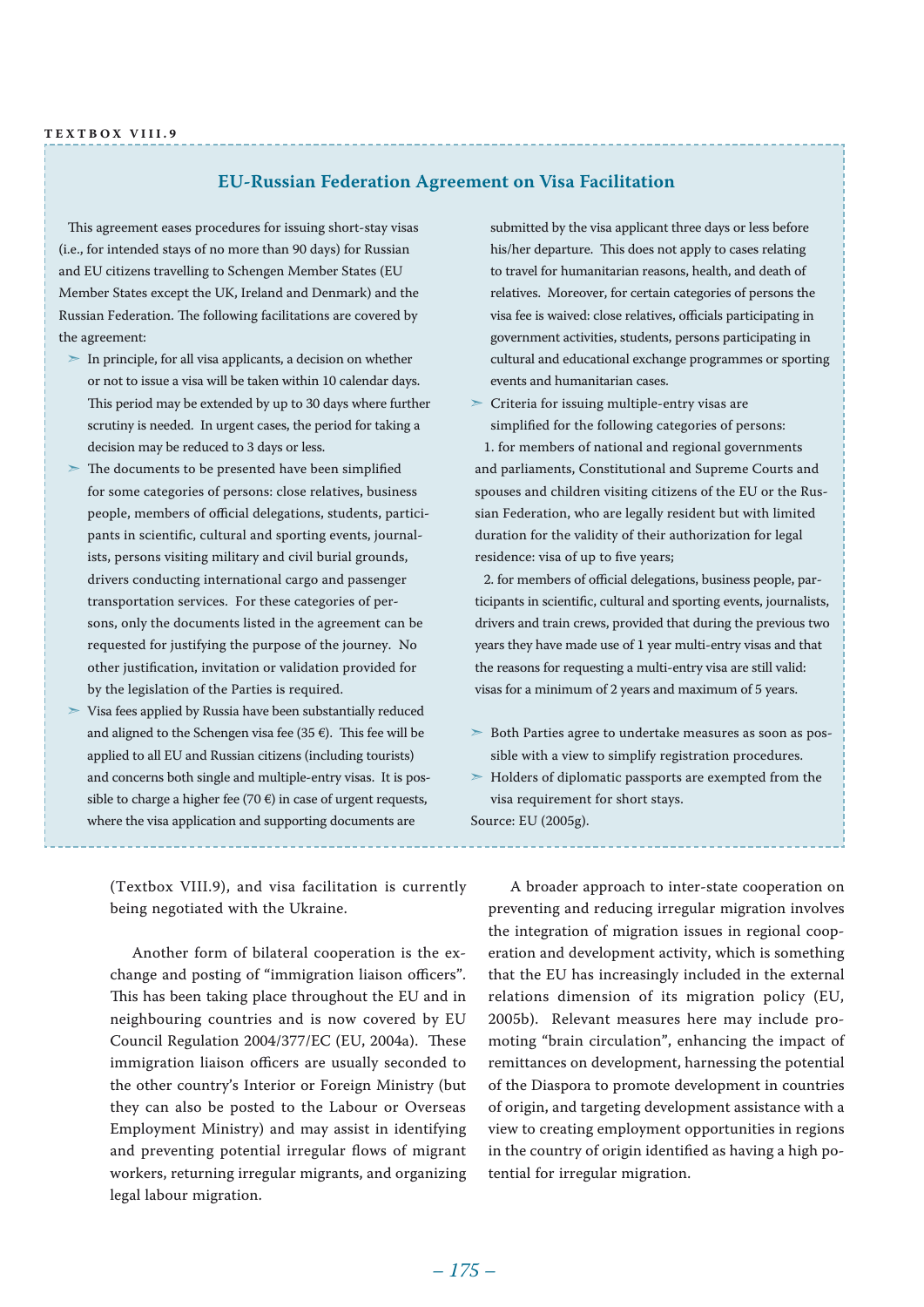TEXTBOX VIII.9

### EU-Russian Federation Agreement on Visa Facilitation

This agreement eases procedures for issuing short-stay visas (i.e., for intended stays of no more than 90 days) for Russian and EU citizens travelling to Schengen Member States (EU Member States except the UK, Ireland and Denmark) and the Russian Federation. The following facilitations are covered by the agreement:

- In principle, for all visa applicants, a decision on whether or not to issue a visa will be taken within 10 calendar days. This period may be extended by up to 30 days where further scrutiny is needed. In urgent cases, the period for taking a decision may be reduced to 3 days or less.
- The documents to be presented have been simplified for some categories of persons: close relatives, business people, members of official delegations, students, participants in scientific, cultural and sporting events, journalists, persons visiting military and civil burial grounds, drivers conducting international cargo and passenger transportation services. For these categories of persons, only the documents listed in the agreement can be requested for justifying the purpose of the journey. No other justification, invitation or validation provided for by the legislation of the Parties is required.
- Visa fees applied by Russia have been substantially reduced and aligned to the Schengen visa fee (35 €). This fee will be applied to all EU and Russian citizens (including tourists) and concerns both single and multiple-entry visas. It is possible to charge a higher fee (70 €) in case of urgent requests, where the visa application and supporting documents are submitted by the visa applicant three days or less before his/her departure. This does not apply to cases relating to travel for humanitarian reasons, health, and death of relatives. Moreover, for certain categories of persons the visa fee is waived: close relatives, officials participating in government activities, students, persons participating in cultural and educational exchange programmes or sporting events and humanitarian cases.
- Criteria for issuing multiple-entry visas are simplified for the following categories of persons:

1. for members of national and regional governments and parliaments, Constitutional and Supreme Courts and spouses and children visiting citizens of the EU or the Russian Federation, who are legally resident but with limited duration for the validity of their authorization for legal residence: visa of up to five years;
2. for members of official delegations, business people, participants in scientific, cultural and sporting events, journalists, drivers and train crews, provided that during the previous two years they have made use of 1 year multi-entry visas and that the reasons for requesting a multi-entry visa are still valid: visas for a minimum of 2 years and maximum of 5 years.

- Both Parties agree to undertake measures as soon as possible with a view to simplify registration procedures.
- Holders of diplomatic passports are exempted from the visa requirement for short stays.

Source: EU (2005g).

(Textbox VIII.9), and visa facilitation is currently being negotiated with the Ukraine.

Another form of bilateral cooperation is the exchange and posting of "immigration liaison officers". This has been taking place throughout the EU and in neighbouring countries and is now covered by EU Council Regulation 2004/377/EC (EU, 2004a). These immigration liaison officers are usually seconded to the other country's Interior or Foreign Ministry (but they can also be posted to the Labour or Overseas Employment Ministry) and may assist in identifying and preventing potential irregular flows of migrant workers, returning irregular migrants, and organizing legal labour migration.

A broader approach to inter-state cooperation on preventing and reducing irregular migration involves the integration of migration issues in regional cooperation and development activity, which is something that the EU has increasingly included in the external relations dimension of its migration policy (EU, 2005b). Relevant measures here may include promoting "brain circulation", enhancing the impact of remittances on development, harnessing the potential of the Diaspora to promote development in countries of origin, and targeting development assistance with a view to creating employment opportunities in regions in the country of origin identified as having a high potential for irregular migration.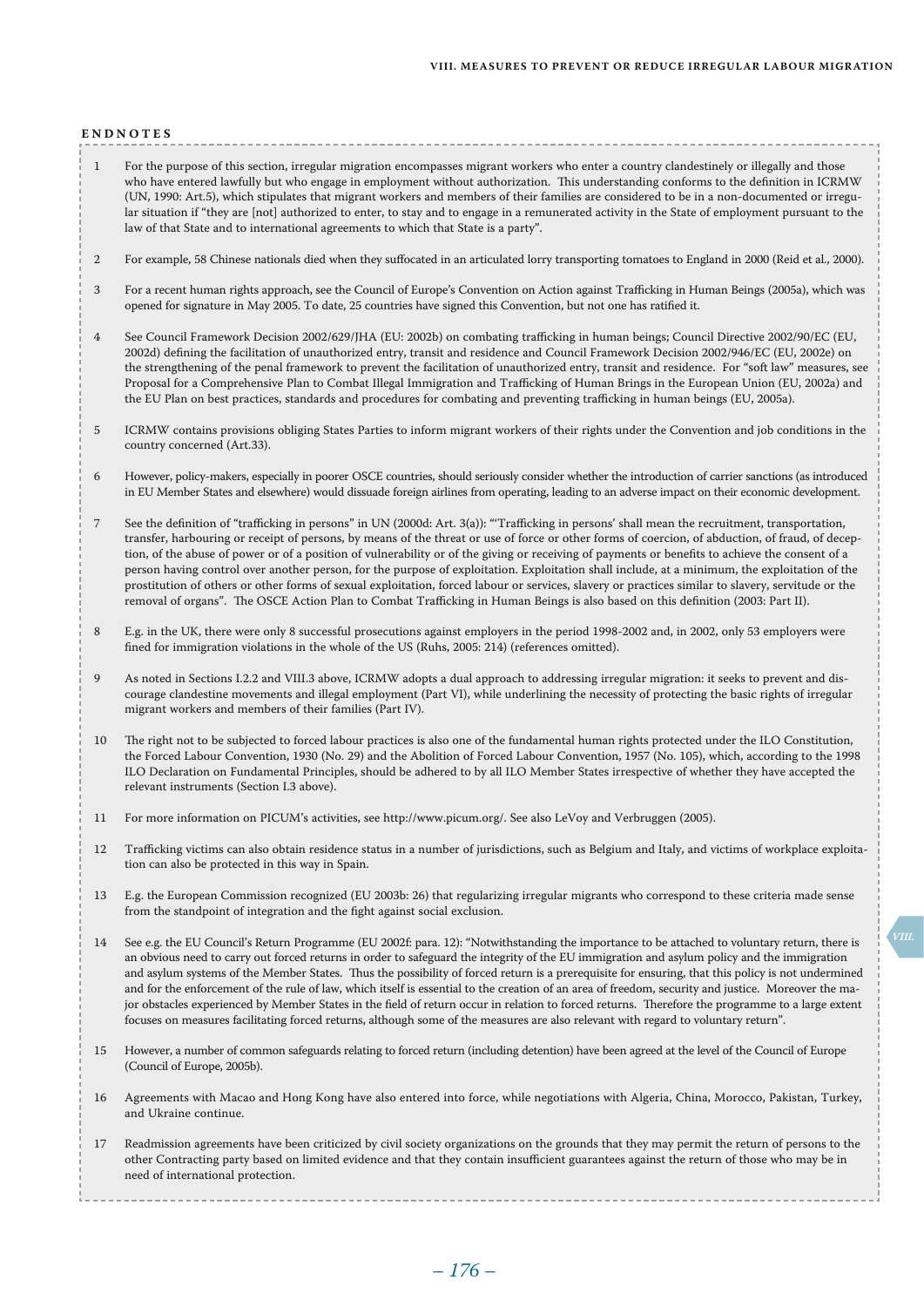## ENDNOTES

1. For the purpose of this section, irregular migration encompasses migrant workers who enter a country clandestinely or illegally and those who have entered lawfully but who engage in employment without authorization. This understanding conforms to the definition in ICRMW (UN, 1990: Art.5), which stipulates that migrant workers and members of their families are considered to be in a non-documented or irregular situation if "they are [not] authorized to enter, to stay and to engage in a remunerated activity in the State of employment pursuant to the law of that State and to international agreements to which that State is a party".

2. For example, 58 Chinese nationals died when they suffocated in an articulated lorry transporting tomatoes to England in 2000 (Reid et al., 2000).

3. For a recent human rights approach, see the Council of Europe's Convention on Action against Trafficking in Human Beings (2005a), which was opened for signature in May 2005. To date, 25 countries have signed this Convention, but not one has ratified it.

4. See Council Framework Decision 2002/629/JHA (EU: 2002b) on combating trafficking in human beings; Council Directive 2002/90/EC (EU, 2002d) defining the facilitation of unauthorized entry, transit and residence and Council Framework Decision 2002/946/EC (EU, 2002e) on the strengthening of the penal framework to prevent the facilitation of unauthorized entry, transit and residence. For "soft law" measures, see Proposal for a Comprehensive Plan to Combat Illegal Immigration and Trafficking of Human Brings in the European Union (EU, 2002a) and the EU Plan on best practices, standards and procedures for combating and preventing trafficking in human beings (EU, 2005a).

5. ICRMW contains provisions obliging States Parties to inform migrant workers of their rights under the Convention and job conditions in the country concerned (Art.33).

6. However, policy-makers, especially in poorer OSCE countries, should seriously consider whether the introduction of carrier sanctions (as introduced in EU Member States and elsewhere) would dissuade foreign airlines from operating, leading to an adverse impact on their economic development.

7. See the definition of "trafficking in persons" in UN (2000d: Art. 3(a)): "'Trafficking in persons' shall mean the recruitment, transportation, transfer, harbouring or receipt of persons, by means of the threat or use of force or other forms of coercion, of abduction, of fraud, of deception, of the abuse of power or of a position of vulnerability or of the giving or receiving of payments or benefits to achieve the consent of a person having control over another person, for the purpose of exploitation. Exploitation shall include, at a minimum, the exploitation of the prostitution of others or other forms of sexual exploitation, forced labour or services, slavery or practices similar to slavery, servitude or the removal of organs". The OSCE Action Plan to Combat Trafficking in Human Beings is also based on this definition (2003: Part II).

8. E.g. in the UK, there were only 8 successful prosecutions against employers in the period 1998-2002 and, in 2002, only 53 employers were fined for immigration violations in the whole of the US (Ruhs, 2005: 214) (references omitted).

9. As noted in Sections I.2.2 and VIII.3 above, ICRMW adopts a dual approach to addressing irregular migration: it seeks to prevent and discourage clandestine movements and illegal employment (Part VI), while underlining the necessity of protecting the basic rights of irregular migrant workers and members of their families (Part IV).

10. The right not to be subjected to forced labour practices is also one of the fundamental human rights protected under the ILO Constitution, the Forced Labour Convention, 1930 (No. 29) and the Abolition of Forced Labour Convention, 1957 (No. 105), which, according to the 1998 ILO Declaration on Fundamental Principles, should be adhered to by all ILO Member States irrespective of whether they have accepted the relevant instruments (Section I.3 above).

11. For more information on PICUM's activities, see http://www.picum.org/. See also LeVoy and Verbruggen (2005).

12. Trafficking victims can also obtain residence status in a number of jurisdictions, such as Belgium and Italy, and victims of workplace exploitation can also be protected in this way in Spain.

13. E.g. the European Commission recognized (EU 2003b: 26) that regularizing irregular migrants who correspond to these criteria made sense from the standpoint of integration and the fight against social exclusion.

14. See e.g. the EU Council's Return Programme (EU 2002f: para. 12): "Notwithstanding the importance to be attached to voluntary return, there is an obvious need to carry out forced returns in order to safeguard the integrity of the EU immigration and asylum policy and the immigration and asylum systems of the Member States. Thus the possibility of forced return is a prerequisite for ensuring, that this policy is not undermined and for the enforcement of the rule of law, which itself is essential to the creation of an area of freedom, security and justice. Moreover the major obstacles experienced by Member States in the field of return occur in relation to forced returns. Therefore the programme to a large extent focuses on measures facilitating forced returns, although some of the measures are also relevant with regard to voluntary return".

15. However, a number of common safeguards relating to forced return (including detention) have been agreed at the level of the Council of Europe (Council of Europe, 2005b).

16. Agreements with Macao and Hong Kong have also entered into force, while negotiations with Algeria, China, Morocco, Pakistan, Turkey, and Ukraine continue.

17. Readmission agreements have been criticized by civil society organizations on the grounds that they may permit the return of persons to the other Contracting party based on limited evidence and that they contain insufficient guarantees against the return of those who may be in need of international protection.